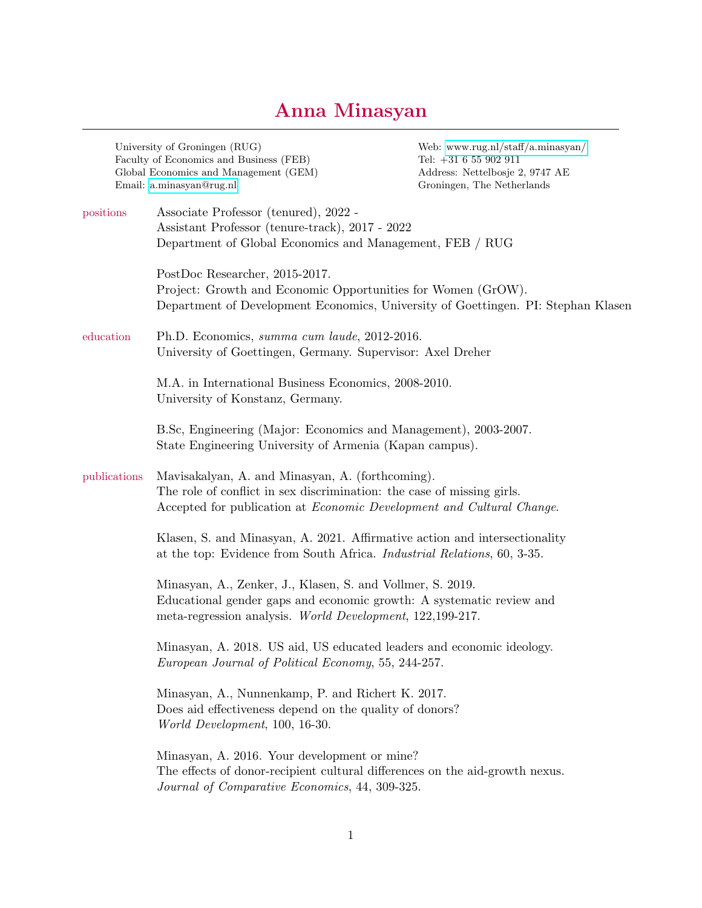# Anna Minasyan

University of Groningen (RUG)
Faculty of Economics and Business (FEB)
Global Economics and Management (GEM)
Email: [a.minasyan@rug.nl](mailto:a.minasyan@rug.nl)

Web: [www.rug.nl/staff/a.minasyan/](http://www.rug.nl/staff/a.minasyan/)
Tel: +31 6 55 902 911
Address: Nettelbosje 2, 9747 AE
Groningen, The Netherlands

## positions

Associate Professor (tenured), 2022 -
Assistant Professor (tenure-track), 2017 - 2022
Department of Global Economics and Management, FEB / RUG

PostDoc Researcher, 2015-2017.
Project: Growth and Economic Opportunities for Women (GrOW).
Department of Development Economics, University of Goettingen. PI: Stephan Klasen

## education

Ph.D. Economics, *summa cum laude*, 2012-2016.
University of Goettingen, Germany. Supervisor: Axel Dreher

M.A. in International Business Economics, 2008-2010.
University of Konstanz, Germany.

B.Sc, Engineering (Major: Economics and Management), 2003-2007.
State Engineering University of Armenia (Kapan campus).

## publications

Mavisakalyan, A. and Minasyan, A. (forthcoming).
The role of conflict in sex discrimination: the case of missing girls.
Accepted for publication at *Economic Development and Cultural Change*.

Klasen, S. and Minasyan, A. 2021. Affirmative action and intersectionality at the top: Evidence from South Africa. *Industrial Relations*, 60, 3-35.

Minasyan, A., Zenker, J., Klasen, S. and Vollmer, S. 2019.
Educational gender gaps and economic growth: A systematic review and meta-regression analysis. *World Development*, 122,199-217.

Minasyan, A. 2018. US aid, US educated leaders and economic ideology.
*European Journal of Political Economy*, 55, 244-257.

Minasyan, A., Nunnenkamp, P. and Richert K. 2017.
Does aid effectiveness depend on the quality of donors?
*World Development*, 100, 16-30.

Minasyan, A. 2016. Your development or mine?
The effects of donor-recipient cultural differences on the aid-growth nexus.
*Journal of Comparative Economics*, 44, 309-325.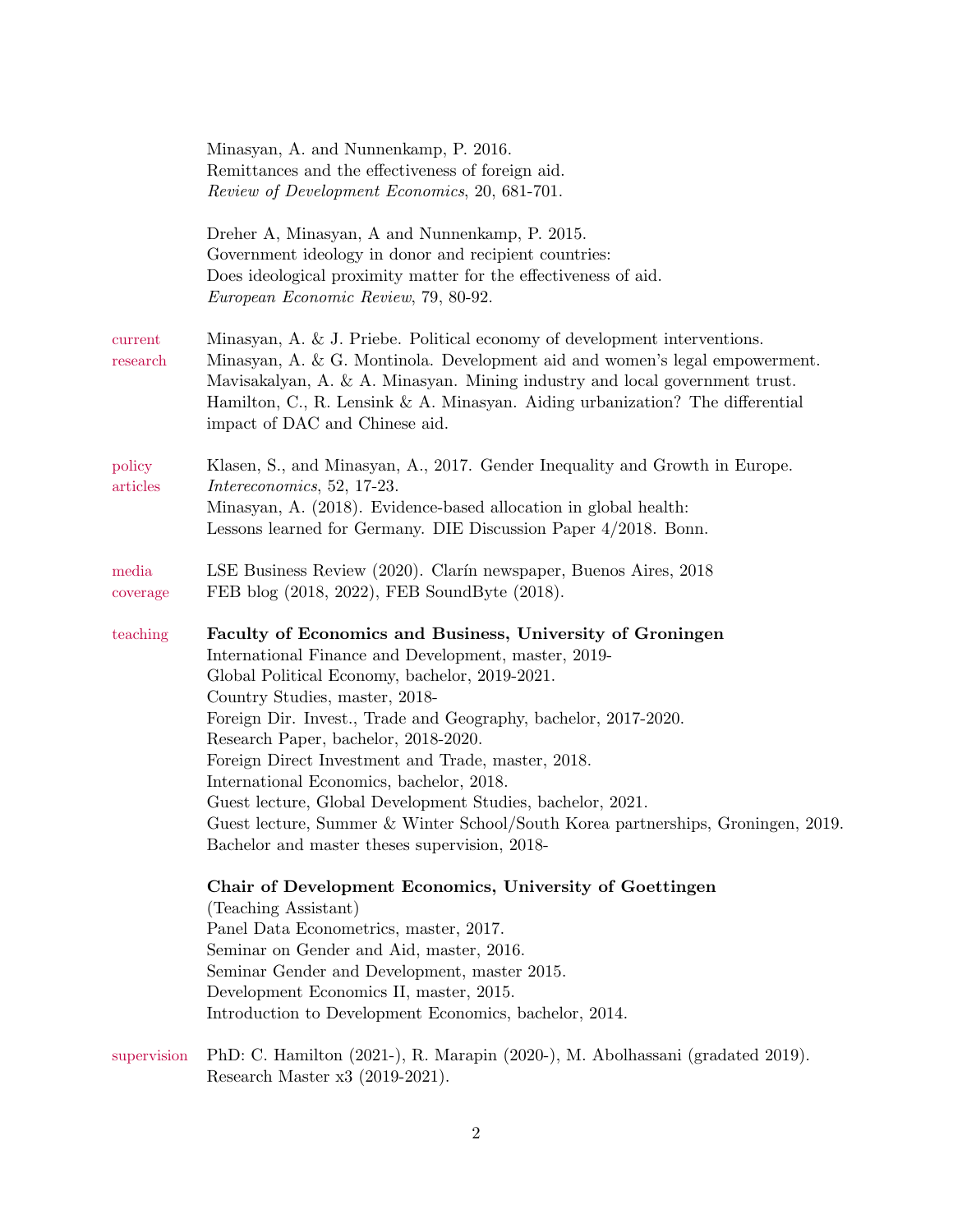Minasyan, A. and Nunnenkamp, P. 2016.
Remittances and the effectiveness of foreign aid.
*Review of Development Economics*, 20, 681-701.

Dreher A, Minasyan, A and Nunnenkamp, P. 2015.
Government ideology in donor and recipient countries:
Does ideological proximity matter for the effectiveness of aid.
*European Economic Review*, 79, 80-92.

**current research**

Minasyan, A. & J. Priebe. Political economy of development interventions.
Minasyan, A. & G. Montinola. Development aid and women's legal empowerment.
Mavisakalyan, A. & A. Minasyan. Mining industry and local government trust.
Hamilton, C., R. Lensink & A. Minasyan. Aiding urbanization? The differential impact of DAC and Chinese aid.

**policy articles**

Klasen, S., and Minasyan, A., 2017. Gender Inequality and Growth in Europe.
*Intereconomics*, 52, 17-23.
Minasyan, A. (2018). Evidence-based allocation in global health:
Lessons learned for Germany. DIE Discussion Paper 4/2018. Bonn.

**media coverage**

LSE Business Review (2020). Clarín newspaper, Buenos Aires, 2018
FEB blog (2018, 2022), FEB SoundByte (2018).

**teaching**

**Faculty of Economics and Business, University of Groningen**
International Finance and Development, master, 2019-
Global Political Economy, bachelor, 2019-2021.
Country Studies, master, 2018-
Foreign Dir. Invest., Trade and Geography, bachelor, 2017-2020.
Research Paper, bachelor, 2018-2020.
Foreign Direct Investment and Trade, master, 2018.
International Economics, bachelor, 2018.
Guest lecture, Global Development Studies, bachelor, 2021.
Guest lecture, Summer & Winter School/South Korea partnerships, Groningen, 2019.
Bachelor and master theses supervision, 2018-

**Chair of Development Economics, University of Goettingen**
(Teaching Assistant)
Panel Data Econometrics, master, 2017.
Seminar on Gender and Aid, master, 2016.
Seminar Gender and Development, master 2015.
Development Economics II, master, 2015.
Introduction to Development Economics, bachelor, 2014.

**supervision**

PhD: C. Hamilton (2021-), R. Marapin (2020-), M. Abolhassani (gradated 2019).
Research Master x3 (2019-2021).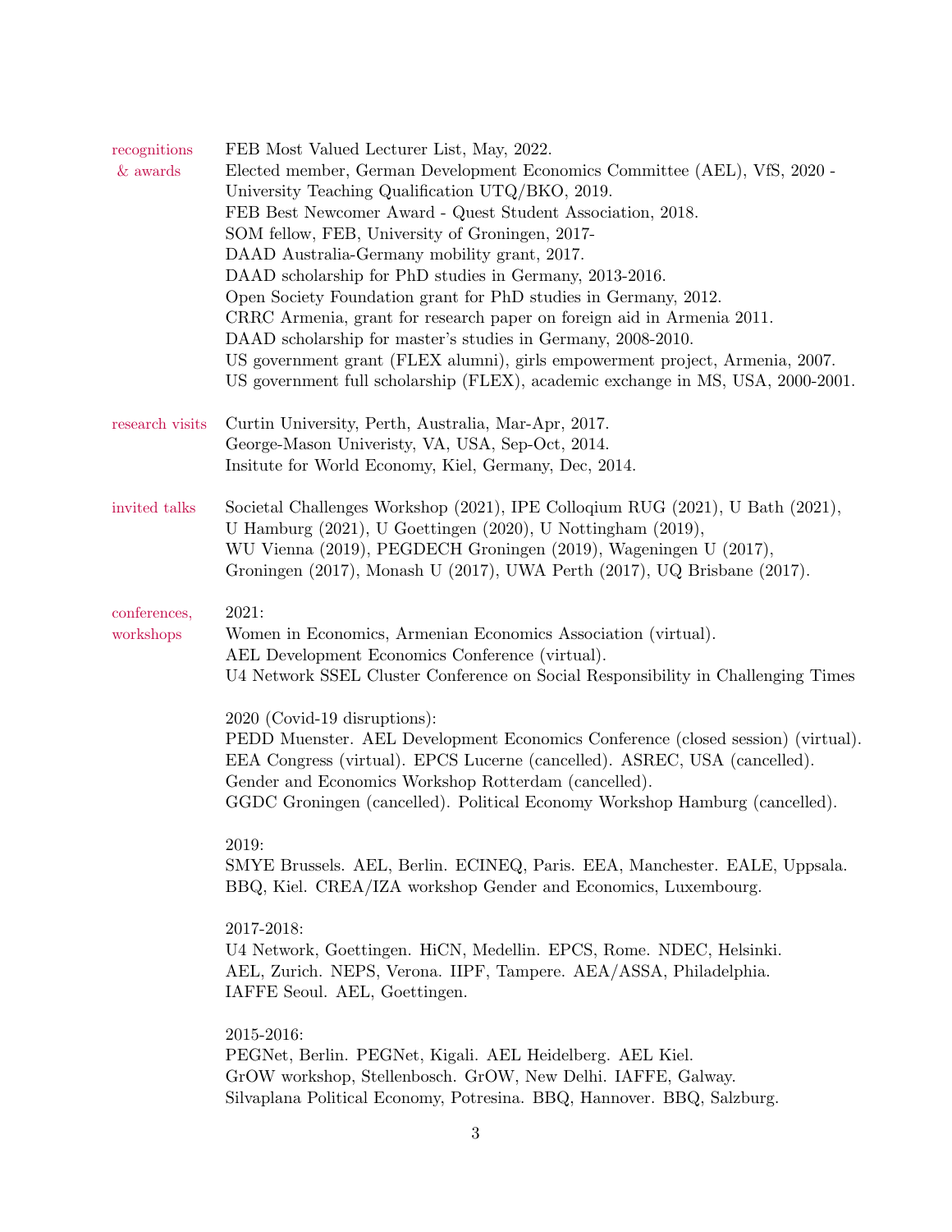**recognitions & awards**

FEB Most Valued Lecturer List, May, 2022.
Elected member, German Development Economics Committee (AEL), VfS, 2020 -
University Teaching Qualification UTQ/BKO, 2019.
FEB Best Newcomer Award - Quest Student Association, 2018.
SOM fellow, FEB, University of Groningen, 2017-
DAAD Australia-Germany mobility grant, 2017.
DAAD scholarship for PhD studies in Germany, 2013-2016.
Open Society Foundation grant for PhD studies in Germany, 2012.
CRRC Armenia, grant for research paper on foreign aid in Armenia 2011.
DAAD scholarship for master's studies in Germany, 2008-2010.
US government grant (FLEX alumni), girls empowerment project, Armenia, 2007.
US government full scholarship (FLEX), academic exchange in MS, USA, 2000-2001.

**research visits**

Curtin University, Perth, Australia, Mar-Apr, 2017.
George-Mason Univeristy, VA, USA, Sep-Oct, 2014.
Insitute for World Economy, Kiel, Germany, Dec, 2014.

**invited talks**

Societal Challenges Workshop (2021), IPE Colloqium RUG (2021), U Bath (2021), U Hamburg (2021), U Goettingen (2020), U Nottingham (2019), WU Vienna (2019), PEGDECH Groningen (2019), Wageningen U (2017), Groningen (2017), Monash U (2017), UWA Perth (2017), UQ Brisbane (2017).

**conferences, workshops**

2021:
Women in Economics, Armenian Economics Association (virtual).
AEL Development Economics Conference (virtual).
U4 Network SSEL Cluster Conference on Social Responsibility in Challenging Times

2020 (Covid-19 disruptions):
PEDD Muenster. AEL Development Economics Conference (closed session) (virtual).
EEA Congress (virtual). EPCS Lucerne (cancelled). ASREC, USA (cancelled).
Gender and Economics Workshop Rotterdam (cancelled).
GGDC Groningen (cancelled). Political Economy Workshop Hamburg (cancelled).

2019:
SMYE Brussels. AEL, Berlin. ECINEQ, Paris. EEA, Manchester. EALE, Uppsala.
BBQ, Kiel. CREA/IZA workshop Gender and Economics, Luxembourg.

2017-2018:
U4 Network, Goettingen. HiCN, Medellin. EPCS, Rome. NDEC, Helsinki.
AEL, Zurich. NEPS, Verona. IIPF, Tampere. AEA/ASSA, Philadelphia.
IAFFE Seoul. AEL, Goettingen.

2015-2016:
PEGNet, Berlin. PEGNet, Kigali. AEL Heidelberg. AEL Kiel.
GrOW workshop, Stellenbosch. GrOW, New Delhi. IAFFE, Galway.
Silvaplana Political Economy, Potresina. BBQ, Hannover. BBQ, Salzburg.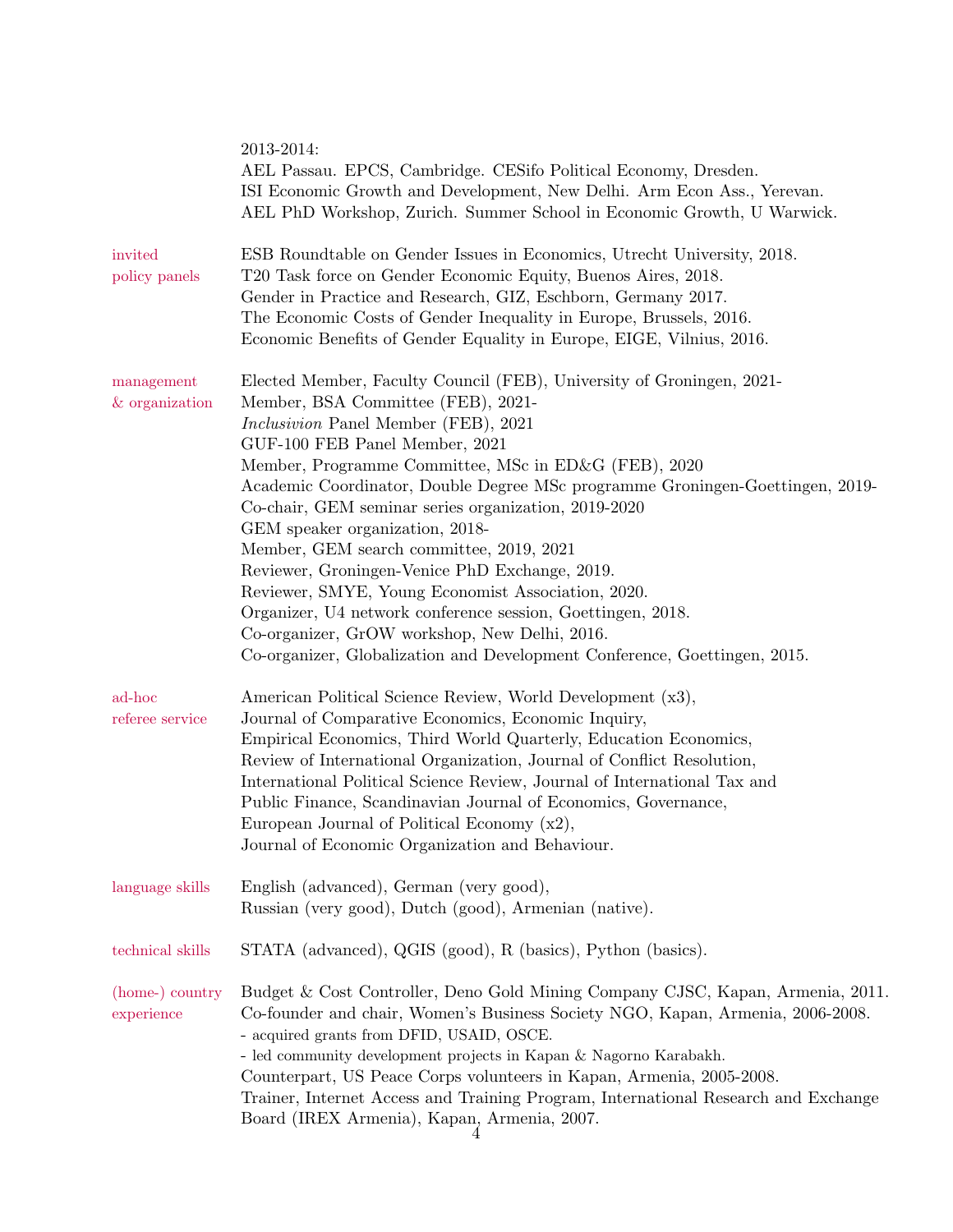2013-2014:
AEL Passau. EPCS, Cambridge. CESifo Political Economy, Dresden.
ISI Economic Growth and Development, New Delhi. Arm Econ Ass., Yerevan.
AEL PhD Workshop, Zurich. Summer School in Economic Growth, U Warwick.

**invited policy panels**

ESB Roundtable on Gender Issues in Economics, Utrecht University, 2018.
T20 Task force on Gender Economic Equity, Buenos Aires, 2018.
Gender in Practice and Research, GIZ, Eschborn, Germany 2017.
The Economic Costs of Gender Inequality in Europe, Brussels, 2016.
Economic Benefits of Gender Equality in Europe, EIGE, Vilnius, 2016.

**management & organization**

Elected Member, Faculty Council (FEB), University of Groningen, 2021-
Member, BSA Committee (FEB), 2021-
*Inclusivion* Panel Member (FEB), 2021
GUF-100 FEB Panel Member, 2021
Member, Programme Committee, MSc in ED&G (FEB), 2020
Academic Coordinator, Double Degree MSc programme Groningen-Goettingen, 2019-
Co-chair, GEM seminar series organization, 2019-2020
GEM speaker organization, 2018-
Member, GEM search committee, 2019, 2021
Reviewer, Groningen-Venice PhD Exchange, 2019.
Reviewer, SMYE, Young Economist Association, 2020.
Organizer, U4 network conference session, Goettingen, 2018.
Co-organizer, GrOW workshop, New Delhi, 2016.
Co-organizer, Globalization and Development Conference, Goettingen, 2015.

**ad-hoc referee service**

American Political Science Review, World Development (x3),
Journal of Comparative Economics, Economic Inquiry,
Empirical Economics, Third World Quarterly, Education Economics,
Review of International Organization, Journal of Conflict Resolution,
International Political Science Review, Journal of International Tax and
Public Finance, Scandinavian Journal of Economics, Governance,
European Journal of Political Economy (x2),
Journal of Economic Organization and Behaviour.

**language skills**

English (advanced), German (very good),
Russian (very good), Dutch (good), Armenian (native).

**technical skills**

STATA (advanced), QGIS (good), R (basics), Python (basics).

**(home-) country experience**

Budget & Cost Controller, Deno Gold Mining Company CJSC, Kapan, Armenia, 2011.
Co-founder and chair, Women's Business Society NGO, Kapan, Armenia, 2006-2008.
- acquired grants from DFID, USAID, OSCE.
- led community development projects in Kapan & Nagorno Karabakh.

Counterpart, US Peace Corps volunteers in Kapan, Armenia, 2005-2008.
Trainer, Internet Access and Training Program, International Research and Exchange Board (IREX Armenia), Kapan, Armenia, 2007.